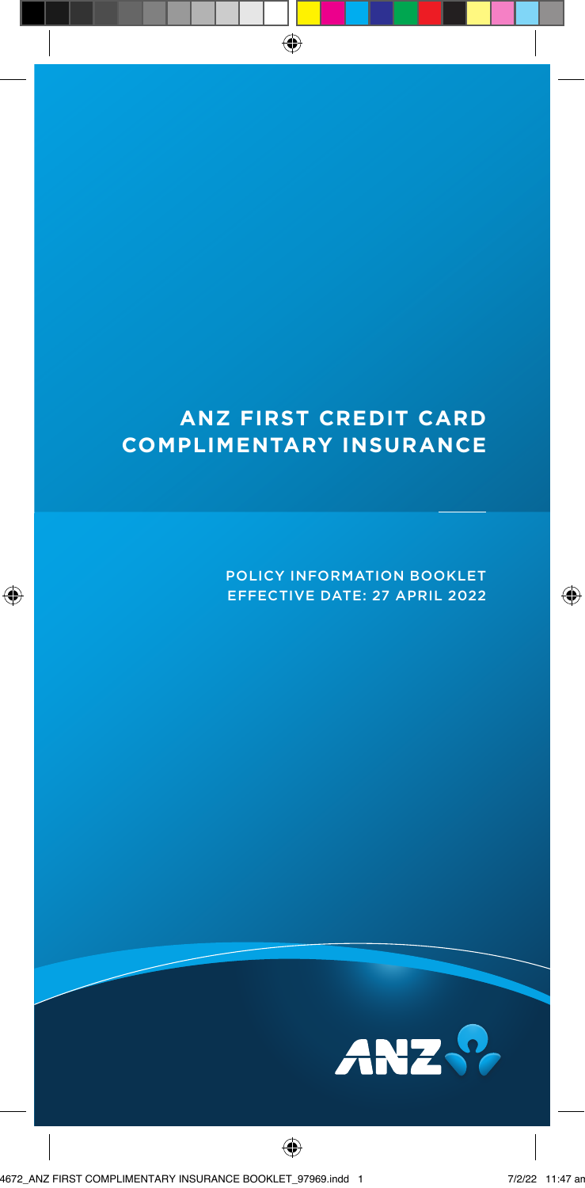# ANZ FIRST CREDIT CARD COMPLIMENTARY INSURANCE

POLICY INFORMATION BOOKLET
EFFECTIVE DATE: 27 APRIL 2022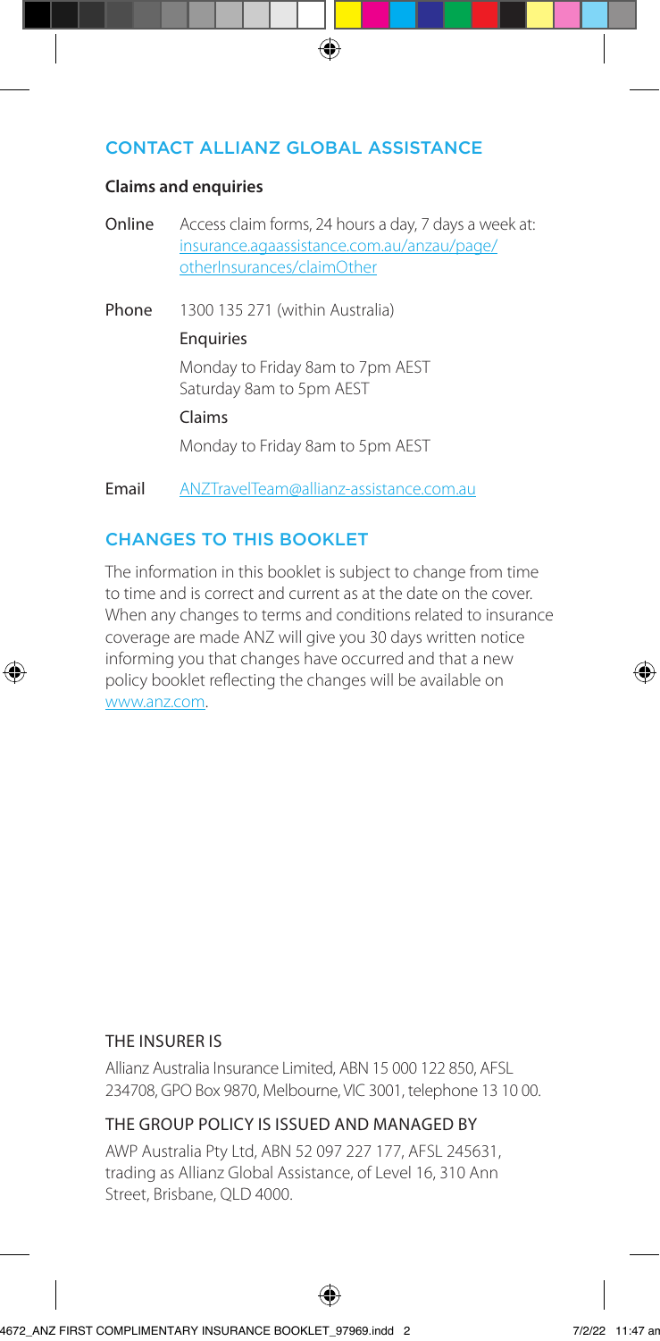## CONTACT ALLIANZ GLOBAL ASSISTANCE

**Claims and enquiries**

**Online** Access claim forms, 24 hours a day, 7 days a week at: insurance.agaassistance.com.au/anzau/page/otherInsurances/claimOther

**Phone** 1300 135 271 (within Australia)

Enquiries

Monday to Friday 8am to 7pm AEST
Saturday 8am to 5pm AEST

Claims

Monday to Friday 8am to 5pm AEST

**Email** ANZTravelTeam@allianz-assistance.com.au

## CHANGES TO THIS BOOKLET

The information in this booklet is subject to change from time to time and is correct and current as at the date on the cover. When any changes to terms and conditions related to insurance coverage are made ANZ will give you 30 days written notice informing you that changes have occurred and that a new policy booklet reflecting the changes will be available on www.anz.com.

THE INSURER IS

Allianz Australia Insurance Limited, ABN 15 000 122 850, AFSL 234708, GPO Box 9870, Melbourne, VIC 3001, telephone 13 10 00.

THE GROUP POLICY IS ISSUED AND MANAGED BY

AWP Australia Pty Ltd, ABN 52 097 227 177, AFSL 245631, trading as Allianz Global Assistance, of Level 16, 310 Ann Street, Brisbane, QLD 4000.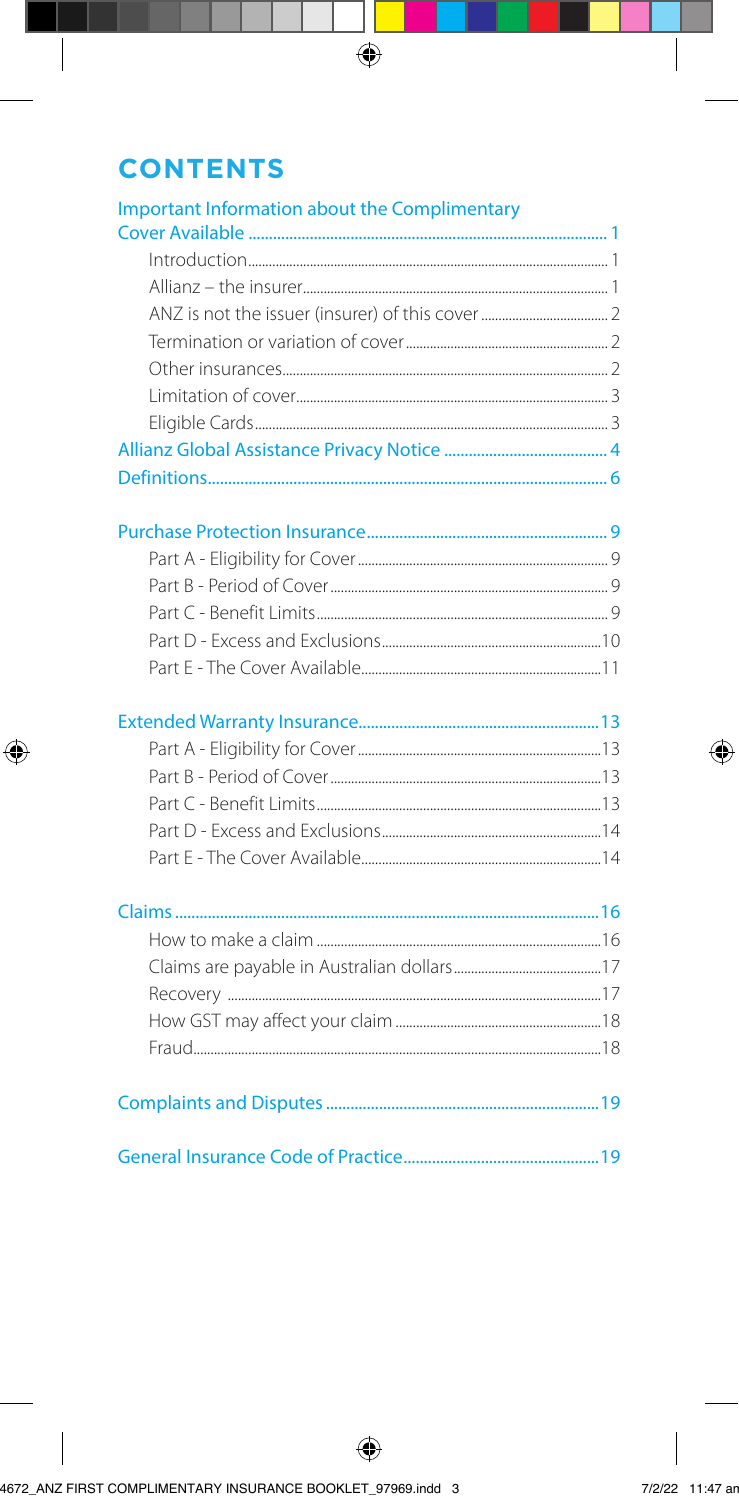# CONTENTS

Important Information about the Complimentary Cover Available ........ 1

- Introduction ........ 1
- Allianz – the insurer ........ 1
- ANZ is not the issuer (insurer) of this cover ........ 2
- Termination or variation of cover ........ 2
- Other insurances ........ 2
- Limitation of cover ........ 3
- Eligible Cards ........ 3

Allianz Global Assistance Privacy Notice ........ 4

Definitions ........ 6

Purchase Protection Insurance ........ 9

- Part A - Eligibility for Cover ........ 9
- Part B - Period of Cover ........ 9
- Part C - Benefit Limits ........ 9
- Part D - Excess and Exclusions ........ 10
- Part E - The Cover Available ........ 11

Extended Warranty Insurance ........ 13

- Part A - Eligibility for Cover ........ 13
- Part B - Period of Cover ........ 13
- Part C - Benefit Limits ........ 13
- Part D - Excess and Exclusions ........ 14
- Part E - The Cover Available ........ 14

Claims ........ 16

- How to make a claim ........ 16
- Claims are payable in Australian dollars ........ 17
- Recovery ........ 17
- How GST may affect your claim ........ 18
- Fraud ........ 18

Complaints and Disputes ........ 19

General Insurance Code of Practice ........ 19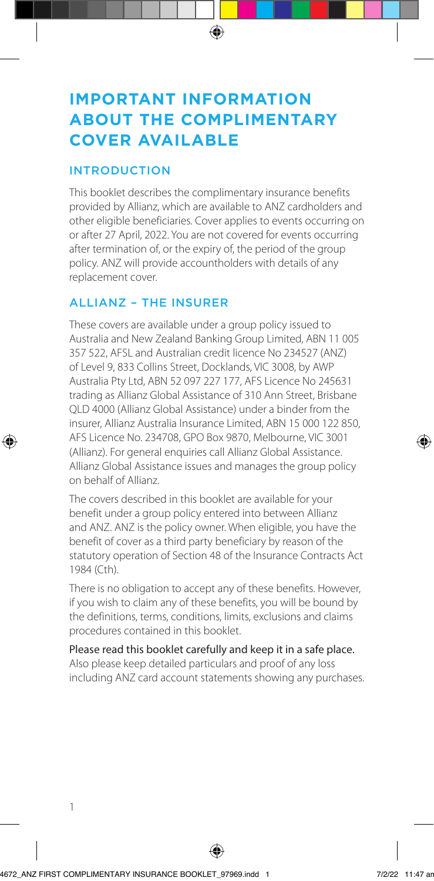# IMPORTANT INFORMATION ABOUT THE COMPLIMENTARY COVER AVAILABLE

## INTRODUCTION

This booklet describes the complimentary insurance benefits provided by Allianz, which are available to ANZ cardholders and other eligible beneficiaries. Cover applies to events occurring on or after 27 April, 2022. You are not covered for events occurring after termination of, or the expiry of, the period of the group policy. ANZ will provide accountholders with details of any replacement cover.

## ALLIANZ – THE INSURER

These covers are available under a group policy issued to Australia and New Zealand Banking Group Limited, ABN 11 005 357 522, AFSL and Australian credit licence No 234527 (ANZ) of Level 9, 833 Collins Street, Docklands, VIC 3008, by AWP Australia Pty Ltd, ABN 52 097 227 177, AFS Licence No 245631 trading as Allianz Global Assistance of 310 Ann Street, Brisbane QLD 4000 (Allianz Global Assistance) under a binder from the insurer, Allianz Australia Insurance Limited, ABN 15 000 122 850, AFS Licence No. 234708, GPO Box 9870, Melbourne, VIC 3001 (Allianz). For general enquiries call Allianz Global Assistance. Allianz Global Assistance issues and manages the group policy on behalf of Allianz.

The covers described in this booklet are available for your benefit under a group policy entered into between Allianz and ANZ. ANZ is the policy owner. When eligible, you have the benefit of cover as a third party beneficiary by reason of the statutory operation of Section 48 of the Insurance Contracts Act 1984 (Cth).

There is no obligation to accept any of these benefits. However, if you wish to claim any of these benefits, you will be bound by the definitions, terms, conditions, limits, exclusions and claims procedures contained in this booklet.

Please read this booklet carefully and keep it in a safe place. Also please keep detailed particulars and proof of any loss including ANZ card account statements showing any purchases.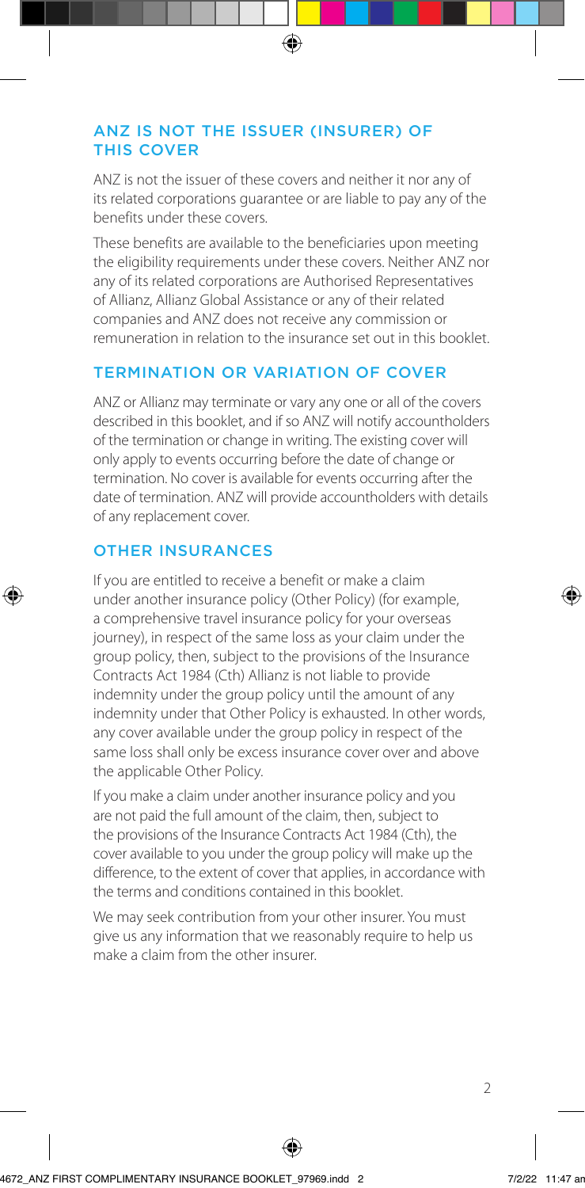## ANZ IS NOT THE ISSUER (INSURER) OF THIS COVER

ANZ is not the issuer of these covers and neither it nor any of its related corporations guarantee or are liable to pay any of the benefits under these covers.

These benefits are available to the beneficiaries upon meeting the eligibility requirements under these covers. Neither ANZ nor any of its related corporations are Authorised Representatives of Allianz, Allianz Global Assistance or any of their related companies and ANZ does not receive any commission or remuneration in relation to the insurance set out in this booklet.

## TERMINATION OR VARIATION OF COVER

ANZ or Allianz may terminate or vary any one or all of the covers described in this booklet, and if so ANZ will notify accountholders of the termination or change in writing. The existing cover will only apply to events occurring before the date of change or termination. No cover is available for events occurring after the date of termination. ANZ will provide accountholders with details of any replacement cover.

## OTHER INSURANCES

If you are entitled to receive a benefit or make a claim under another insurance policy (Other Policy) (for example, a comprehensive travel insurance policy for your overseas journey), in respect of the same loss as your claim under the group policy, then, subject to the provisions of the Insurance Contracts Act 1984 (Cth) Allianz is not liable to provide indemnity under the group policy until the amount of any indemnity under that Other Policy is exhausted. In other words, any cover available under the group policy in respect of the same loss shall only be excess insurance cover over and above the applicable Other Policy.

If you make a claim under another insurance policy and you are not paid the full amount of the claim, then, subject to the provisions of the Insurance Contracts Act 1984 (Cth), the cover available to you under the group policy will make up the difference, to the extent of cover that applies, in accordance with the terms and conditions contained in this booklet.

We may seek contribution from your other insurer. You must give us any information that we reasonably require to help us make a claim from the other insurer.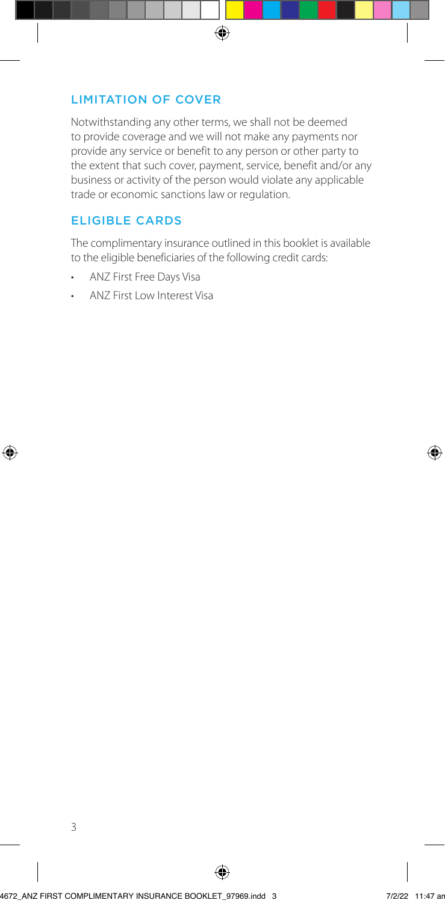## LIMITATION OF COVER

Notwithstanding any other terms, we shall not be deemed to provide coverage and we will not make any payments nor provide any service or benefit to any person or other party to the extent that such cover, payment, service, benefit and/or any business or activity of the person would violate any applicable trade or economic sanctions law or regulation.

## ELIGIBLE CARDS

The complimentary insurance outlined in this booklet is available to the eligible beneficiaries of the following credit cards:

- ANZ First Free Days Visa
- ANZ First Low Interest Visa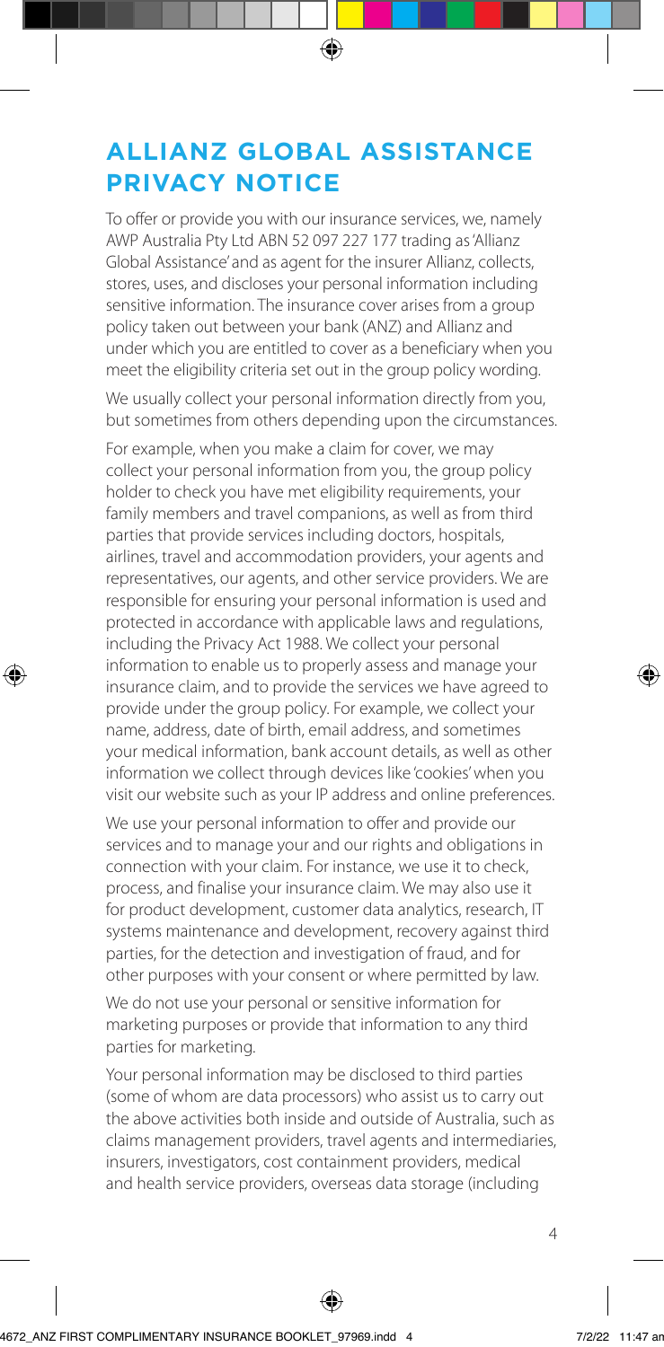# ALLIANZ GLOBAL ASSISTANCE PRIVACY NOTICE

To offer or provide you with our insurance services, we, namely AWP Australia Pty Ltd ABN 52 097 227 177 trading as 'Allianz Global Assistance' and as agent for the insurer Allianz, collects, stores, uses, and discloses your personal information including sensitive information. The insurance cover arises from a group policy taken out between your bank (ANZ) and Allianz and under which you are entitled to cover as a beneficiary when you meet the eligibility criteria set out in the group policy wording.

We usually collect your personal information directly from you, but sometimes from others depending upon the circumstances.

For example, when you make a claim for cover, we may collect your personal information from you, the group policy holder to check you have met eligibility requirements, your family members and travel companions, as well as from third parties that provide services including doctors, hospitals, airlines, travel and accommodation providers, your agents and representatives, our agents, and other service providers. We are responsible for ensuring your personal information is used and protected in accordance with applicable laws and regulations, including the Privacy Act 1988. We collect your personal information to enable us to properly assess and manage your insurance claim, and to provide the services we have agreed to provide under the group policy. For example, we collect your name, address, date of birth, email address, and sometimes your medical information, bank account details, as well as other information we collect through devices like 'cookies' when you visit our website such as your IP address and online preferences.

We use your personal information to offer and provide our services and to manage your and our rights and obligations in connection with your claim. For instance, we use it to check, process, and finalise your insurance claim. We may also use it for product development, customer data analytics, research, IT systems maintenance and development, recovery against third parties, for the detection and investigation of fraud, and for other purposes with your consent or where permitted by law.

We do not use your personal or sensitive information for marketing purposes or provide that information to any third parties for marketing.

Your personal information may be disclosed to third parties (some of whom are data processors) who assist us to carry out the above activities both inside and outside of Australia, such as claims management providers, travel agents and intermediaries, insurers, investigators, cost containment providers, medical and health service providers, overseas data storage (including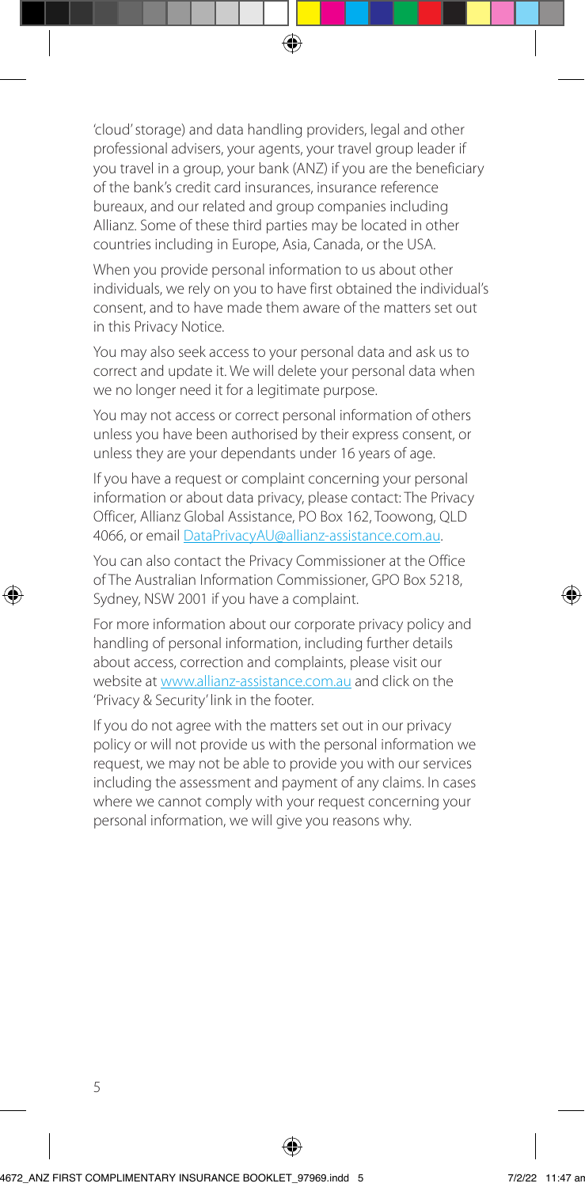'cloud' storage) and data handling providers, legal and other professional advisers, your agents, your travel group leader if you travel in a group, your bank (ANZ) if you are the beneficiary of the bank's credit card insurances, insurance reference bureaux, and our related and group companies including Allianz. Some of these third parties may be located in other countries including in Europe, Asia, Canada, or the USA.

When you provide personal information to us about other individuals, we rely on you to have first obtained the individual's consent, and to have made them aware of the matters set out in this Privacy Notice.

You may also seek access to your personal data and ask us to correct and update it. We will delete your personal data when we no longer need it for a legitimate purpose.

You may not access or correct personal information of others unless you have been authorised by their express consent, or unless they are your dependants under 16 years of age.

If you have a request or complaint concerning your personal information or about data privacy, please contact: The Privacy Officer, Allianz Global Assistance, PO Box 162, Toowong, QLD 4066, or email DataPrivacyAU@allianz-assistance.com.au.

You can also contact the Privacy Commissioner at the Office of The Australian Information Commissioner, GPO Box 5218, Sydney, NSW 2001 if you have a complaint.

For more information about our corporate privacy policy and handling of personal information, including further details about access, correction and complaints, please visit our website at www.allianz-assistance.com.au and click on the 'Privacy & Security' link in the footer.

If you do not agree with the matters set out in our privacy policy or will not provide us with the personal information we request, we may not be able to provide you with our services including the assessment and payment of any claims. In cases where we cannot comply with your request concerning your personal information, we will give you reasons why.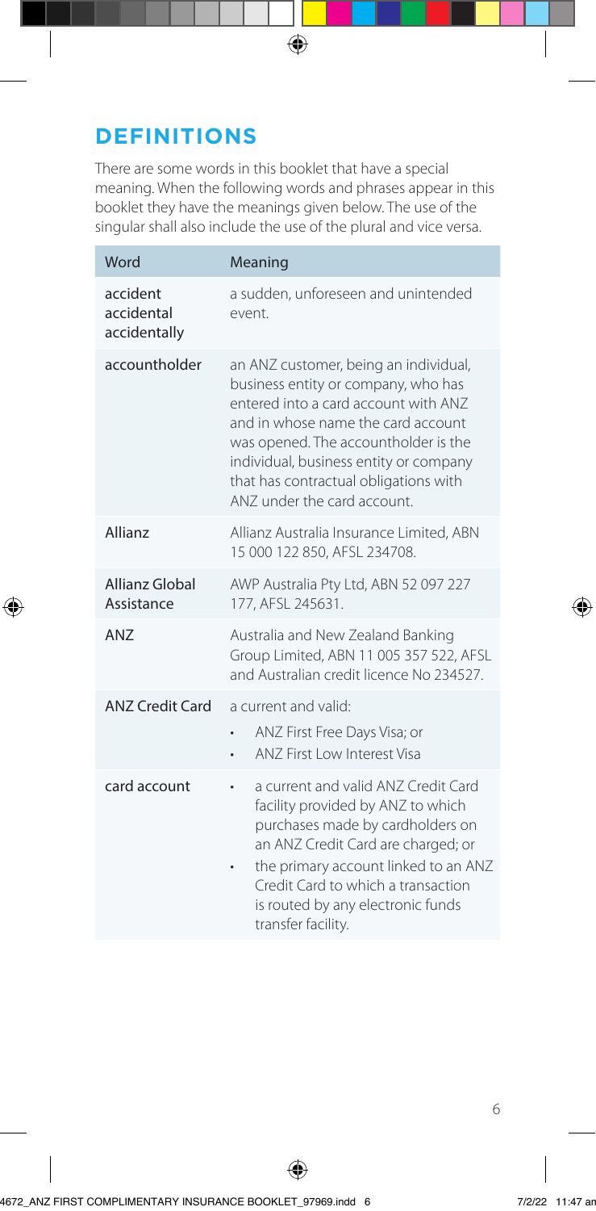# DEFINITIONS

There are some words in this booklet that have a special meaning. When the following words and phrases appear in this booklet they have the meanings given below. The use of the singular shall also include the use of the plural and vice versa.

| Word | Meaning |
|---|---|
| accident accidental accidentally | a sudden, unforeseen and unintended event. |
| accountholder | an ANZ customer, being an individual, business entity or company, who has entered into a card account with ANZ and in whose name the card account was opened. The accountholder is the individual, business entity or company that has contractual obligations with ANZ under the card account. |
| Allianz | Allianz Australia Insurance Limited, ABN 15 000 122 850, AFSL 234708. |
| Allianz Global Assistance | AWP Australia Pty Ltd, ABN 52 097 227 177, AFSL 245631. |
| ANZ | Australia and New Zealand Banking Group Limited, ABN 11 005 357 522, AFSL and Australian credit licence No 234527. |
| ANZ Credit Card | a current and valid: <br>• ANZ First Free Days Visa; or <br>• ANZ First Low Interest Visa |
| card account | • a current and valid ANZ Credit Card facility provided by ANZ to which purchases made by cardholders on an ANZ Credit Card are charged; or <br>• the primary account linked to an ANZ Credit Card to which a transaction is routed by any electronic funds transfer facility. |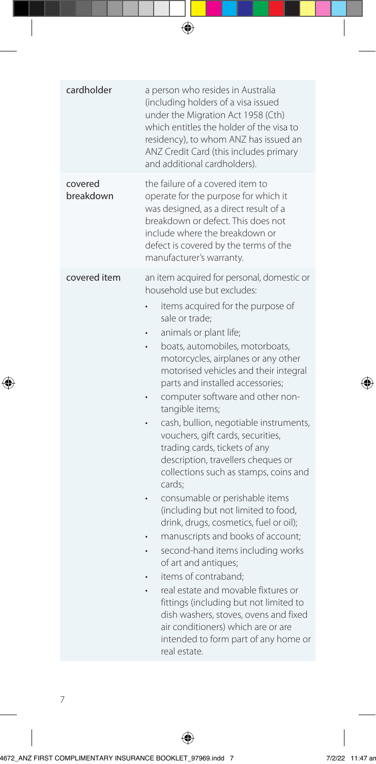| | |
|---|---|
| cardholder | a person who resides in Australia (including holders of a visa issued under the Migration Act 1958 (Cth) which entitles the holder of the visa to residency), to whom ANZ has issued an ANZ Credit Card (this includes primary and additional cardholders). |
| covered breakdown | the failure of a covered item to operate for the purpose for which it was designed, as a direct result of a breakdown or defect. This does not include where the breakdown or defect is covered by the terms of the manufacturer's warranty. |
| covered item | an item acquired for personal, domestic or household use but excludes:<br>• items acquired for the purpose of sale or trade;<br>• animals or plant life;<br>• boats, automobiles, motorboats, motorcycles, airplanes or any other motorised vehicles and their integral parts and installed accessories;<br>• computer software and other non-tangible items;<br>• cash, bullion, negotiable instruments, vouchers, gift cards, securities, trading cards, tickets of any description, travellers cheques or collections such as stamps, coins and cards;<br>• consumable or perishable items (including but not limited to food, drink, drugs, cosmetics, fuel or oil);<br>• manuscripts and books of account;<br>• second-hand items including works of art and antiques;<br>• items of contraband;<br>• real estate and movable fixtures or fittings (including but not limited to dish washers, stoves, ovens and fixed air conditioners) which are or are intended to form part of any home or real estate. |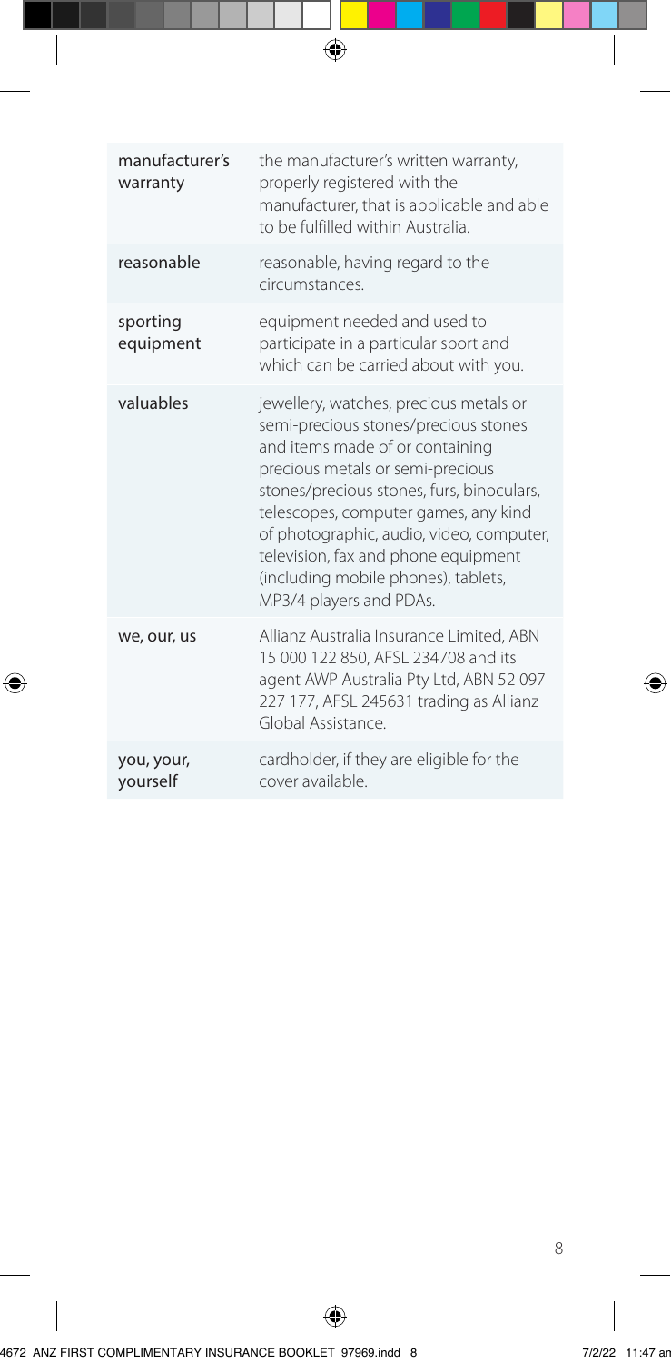| | |
|---|---|
| manufacturer's warranty | the manufacturer's written warranty, properly registered with the manufacturer, that is applicable and able to be fulfilled within Australia. |
| reasonable | reasonable, having regard to the circumstances. |
| sporting equipment | equipment needed and used to participate in a particular sport and which can be carried about with you. |
| valuables | jewellery, watches, precious metals or semi-precious stones/precious stones and items made of or containing precious metals or semi-precious stones/precious stones, furs, binoculars, telescopes, computer games, any kind of photographic, audio, video, computer, television, fax and phone equipment (including mobile phones), tablets, MP3/4 players and PDAs. |
| we, our, us | Allianz Australia Insurance Limited, ABN 15 000 122 850, AFSL 234708 and its agent AWP Australia Pty Ltd, ABN 52 097 227 177, AFSL 245631 trading as Allianz Global Assistance. |
| you, your, yourself | cardholder, if they are eligible for the cover available. |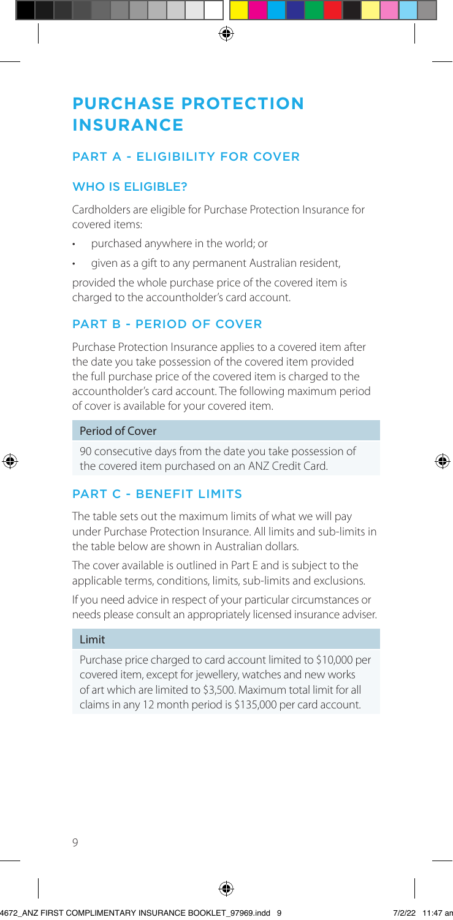# PURCHASE PROTECTION INSURANCE

## PART A - ELIGIBILITY FOR COVER

### WHO IS ELIGIBLE?

Cardholders are eligible for Purchase Protection Insurance for covered items:

- purchased anywhere in the world; or
- given as a gift to any permanent Australian resident,

provided the whole purchase price of the covered item is charged to the accountholder's card account.

## PART B - PERIOD OF COVER

Purchase Protection Insurance applies to a covered item after the date you take possession of the covered item provided the full purchase price of the covered item is charged to the accountholder's card account. The following maximum period of cover is available for your covered item.

| Period of Cover |
| --- |
| 90 consecutive days from the date you take possession of the covered item purchased on an ANZ Credit Card. |

## PART C - BENEFIT LIMITS

The table sets out the maximum limits of what we will pay under Purchase Protection Insurance. All limits and sub-limits in the table below are shown in Australian dollars.

The cover available is outlined in Part E and is subject to the applicable terms, conditions, limits, sub-limits and exclusions.

If you need advice in respect of your particular circumstances or needs please consult an appropriately licensed insurance adviser.

| Limit |
| --- |
| Purchase price charged to card account limited to $10,000 per covered item, except for jewellery, watches and new works of art which are limited to $3,500. Maximum total limit for all claims in any 12 month period is $135,000 per card account. |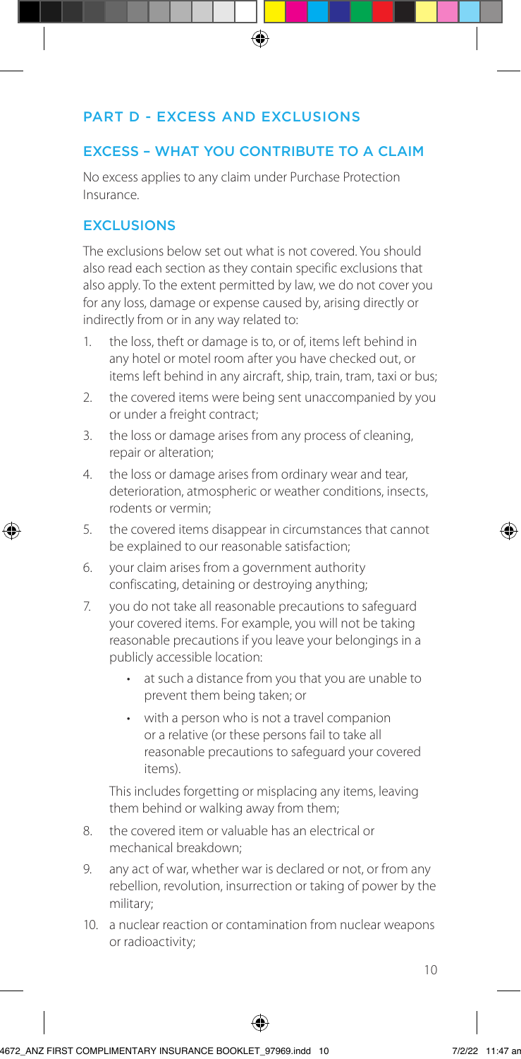## PART D - EXCESS AND EXCLUSIONS

### EXCESS – WHAT YOU CONTRIBUTE TO A CLAIM

No excess applies to any claim under Purchase Protection Insurance.

### EXCLUSIONS

The exclusions below set out what is not covered. You should also read each section as they contain specific exclusions that also apply. To the extent permitted by law, we do not cover you for any loss, damage or expense caused by, arising directly or indirectly from or in any way related to:

1. the loss, theft or damage is to, or of, items left behind in any hotel or motel room after you have checked out, or items left behind in any aircraft, ship, train, tram, taxi or bus;
2. the covered items were being sent unaccompanied by you or under a freight contract;
3. the loss or damage arises from any process of cleaning, repair or alteration;
4. the loss or damage arises from ordinary wear and tear, deterioration, atmospheric or weather conditions, insects, rodents or vermin;
5. the covered items disappear in circumstances that cannot be explained to our reasonable satisfaction;
6. your claim arises from a government authority confiscating, detaining or destroying anything;
7. you do not take all reasonable precautions to safeguard your covered items. For example, you will not be taking reasonable precautions if you leave your belongings in a publicly accessible location:
   - at such a distance from you that you are unable to prevent them being taken; or
   - with a person who is not a travel companion or a relative (or these persons fail to take all reasonable precautions to safeguard your covered items).

   This includes forgetting or misplacing any items, leaving them behind or walking away from them;
8. the covered item or valuable has an electrical or mechanical breakdown;
9. any act of war, whether war is declared or not, or from any rebellion, revolution, insurrection or taking of power by the military;
10. a nuclear reaction or contamination from nuclear weapons or radioactivity;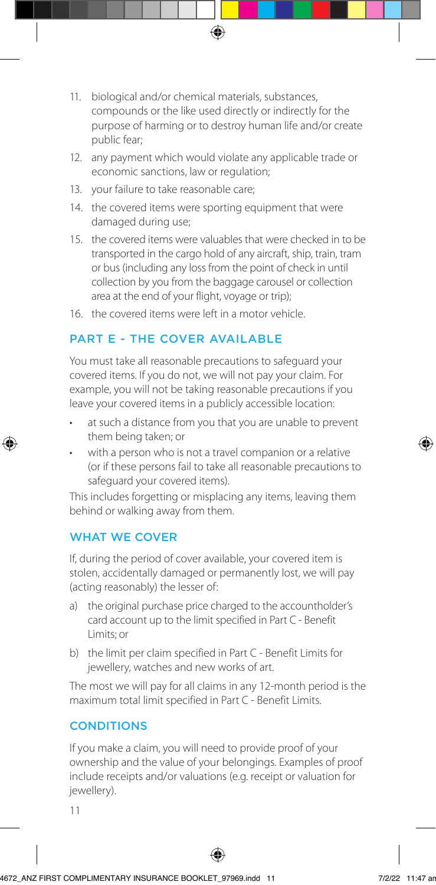11. biological and/or chemical materials, substances, compounds or the like used directly or indirectly for the purpose of harming or to destroy human life and/or create public fear;
12. any payment which would violate any applicable trade or economic sanctions, law or regulation;
13. your failure to take reasonable care;
14. the covered items were sporting equipment that were damaged during use;
15. the covered items were valuables that were checked in to be transported in the cargo hold of any aircraft, ship, train, tram or bus (including any loss from the point of check in until collection by you from the baggage carousel or collection area at the end of your flight, voyage or trip);
16. the covered items were left in a motor vehicle.

## PART E - THE COVER AVAILABLE

You must take all reasonable precautions to safeguard your covered items. If you do not, we will not pay your claim. For example, you will not be taking reasonable precautions if you leave your covered items in a publicly accessible location:

- at such a distance from you that you are unable to prevent them being taken; or
- with a person who is not a travel companion or a relative (or if these persons fail to take all reasonable precautions to safeguard your covered items).

This includes forgetting or misplacing any items, leaving them behind or walking away from them.

## WHAT WE COVER

If, during the period of cover available, your covered item is stolen, accidentally damaged or permanently lost, we will pay (acting reasonably) the lesser of:

a) the original purchase price charged to the accountholder's card account up to the limit specified in Part C - Benefit Limits; or

b) the limit per claim specified in Part C - Benefit Limits for jewellery, watches and new works of art.

The most we will pay for all claims in any 12-month period is the maximum total limit specified in Part C - Benefit Limits.

## CONDITIONS

If you make a claim, you will need to provide proof of your ownership and the value of your belongings. Examples of proof include receipts and/or valuations (e.g. receipt or valuation for jewellery).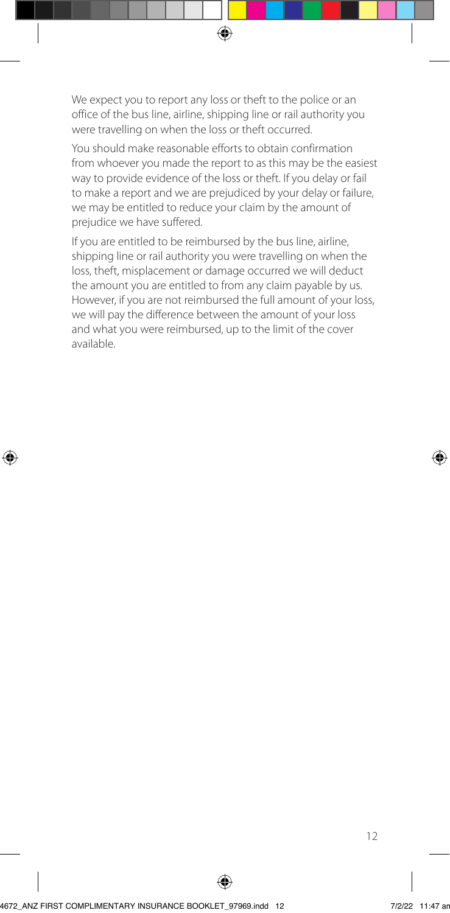We expect you to report any loss or theft to the police or an office of the bus line, airline, shipping line or rail authority you were travelling on when the loss or theft occurred.

You should make reasonable efforts to obtain confirmation from whoever you made the report to as this may be the easiest way to provide evidence of the loss or theft. If you delay or fail to make a report and we are prejudiced by your delay or failure, we may be entitled to reduce your claim by the amount of prejudice we have suffered.

If you are entitled to be reimbursed by the bus line, airline, shipping line or rail authority you were travelling on when the loss, theft, misplacement or damage occurred we will deduct the amount you are entitled to from any claim payable by us. However, if you are not reimbursed the full amount of your loss, we will pay the difference between the amount of your loss and what you were reimbursed, up to the limit of the cover available.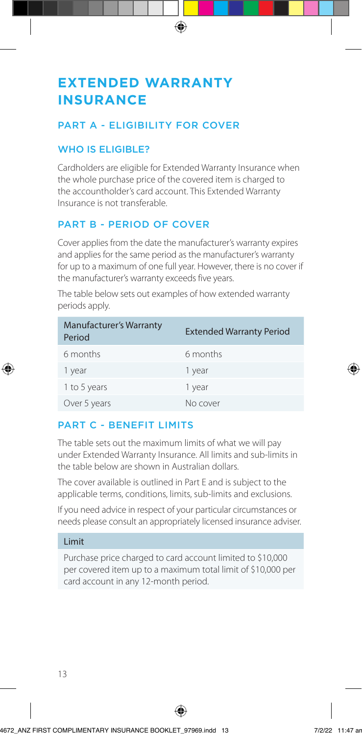# EXTENDED WARRANTY INSURANCE

## PART A - ELIGIBILITY FOR COVER

### WHO IS ELIGIBLE?

Cardholders are eligible for Extended Warranty Insurance when the whole purchase price of the covered item is charged to the accountholder's card account. This Extended Warranty Insurance is not transferable.

## PART B - PERIOD OF COVER

Cover applies from the date the manufacturer's warranty expires and applies for the same period as the manufacturer's warranty for up to a maximum of one full year. However, there is no cover if the manufacturer's warranty exceeds five years.

The table below sets out examples of how extended warranty periods apply.

| Manufacturer's Warranty Period | Extended Warranty Period |
|---|---|
| 6 months | 6 months |
| 1 year | 1 year |
| 1 to 5 years | 1 year |
| Over 5 years | No cover |

## PART C - BENEFIT LIMITS

The table sets out the maximum limits of what we will pay under Extended Warranty Insurance. All limits and sub-limits in the table below are shown in Australian dollars.

The cover available is outlined in Part E and is subject to the applicable terms, conditions, limits, sub-limits and exclusions.

If you need advice in respect of your particular circumstances or needs please consult an appropriately licensed insurance adviser.

| Limit |
|---|
| Purchase price charged to card account limited to $10,000 per covered item up to a maximum total limit of $10,000 per card account in any 12-month period. |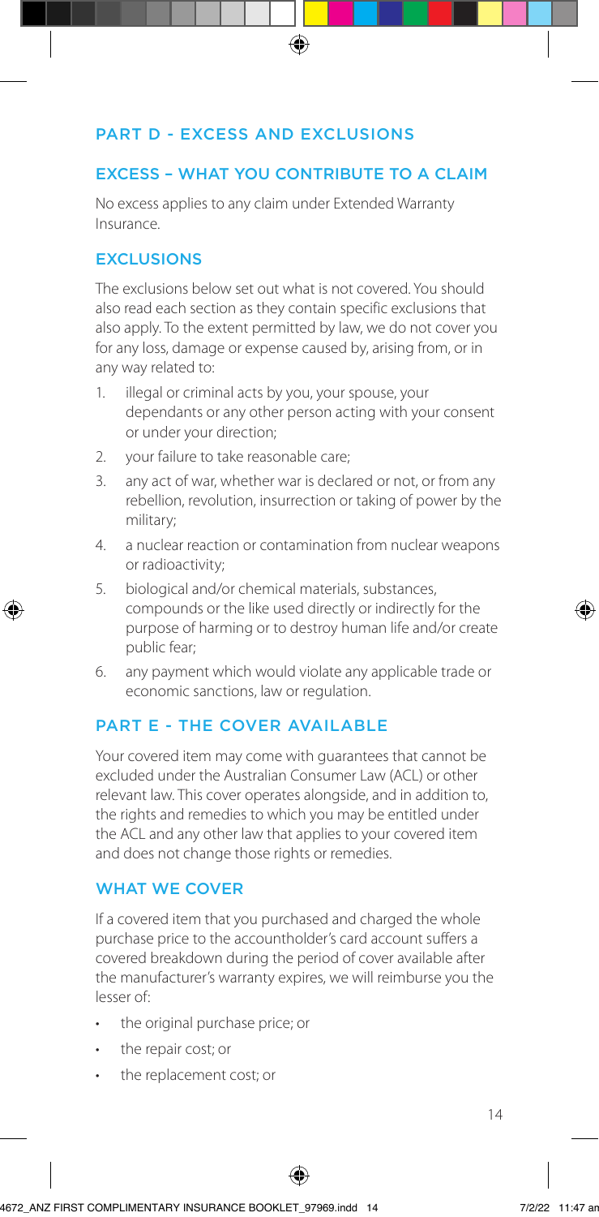## PART D - EXCESS AND EXCLUSIONS

### EXCESS – WHAT YOU CONTRIBUTE TO A CLAIM

No excess applies to any claim under Extended Warranty Insurance.

### EXCLUSIONS

The exclusions below set out what is not covered. You should also read each section as they contain specific exclusions that also apply. To the extent permitted by law, we do not cover you for any loss, damage or expense caused by, arising from, or in any way related to:

1. illegal or criminal acts by you, your spouse, your dependants or any other person acting with your consent or under your direction;
2. your failure to take reasonable care;
3. any act of war, whether war is declared or not, or from any rebellion, revolution, insurrection or taking of power by the military;
4. a nuclear reaction or contamination from nuclear weapons or radioactivity;
5. biological and/or chemical materials, substances, compounds or the like used directly or indirectly for the purpose of harming or to destroy human life and/or create public fear;
6. any payment which would violate any applicable trade or economic sanctions, law or regulation.

## PART E - THE COVER AVAILABLE

Your covered item may come with guarantees that cannot be excluded under the Australian Consumer Law (ACL) or other relevant law. This cover operates alongside, and in addition to, the rights and remedies to which you may be entitled under the ACL and any other law that applies to your covered item and does not change those rights or remedies.

### WHAT WE COVER

If a covered item that you purchased and charged the whole purchase price to the accountholder's card account suffers a covered breakdown during the period of cover available after the manufacturer's warranty expires, we will reimburse you the lesser of:

- the original purchase price; or
- the repair cost; or
- the replacement cost; or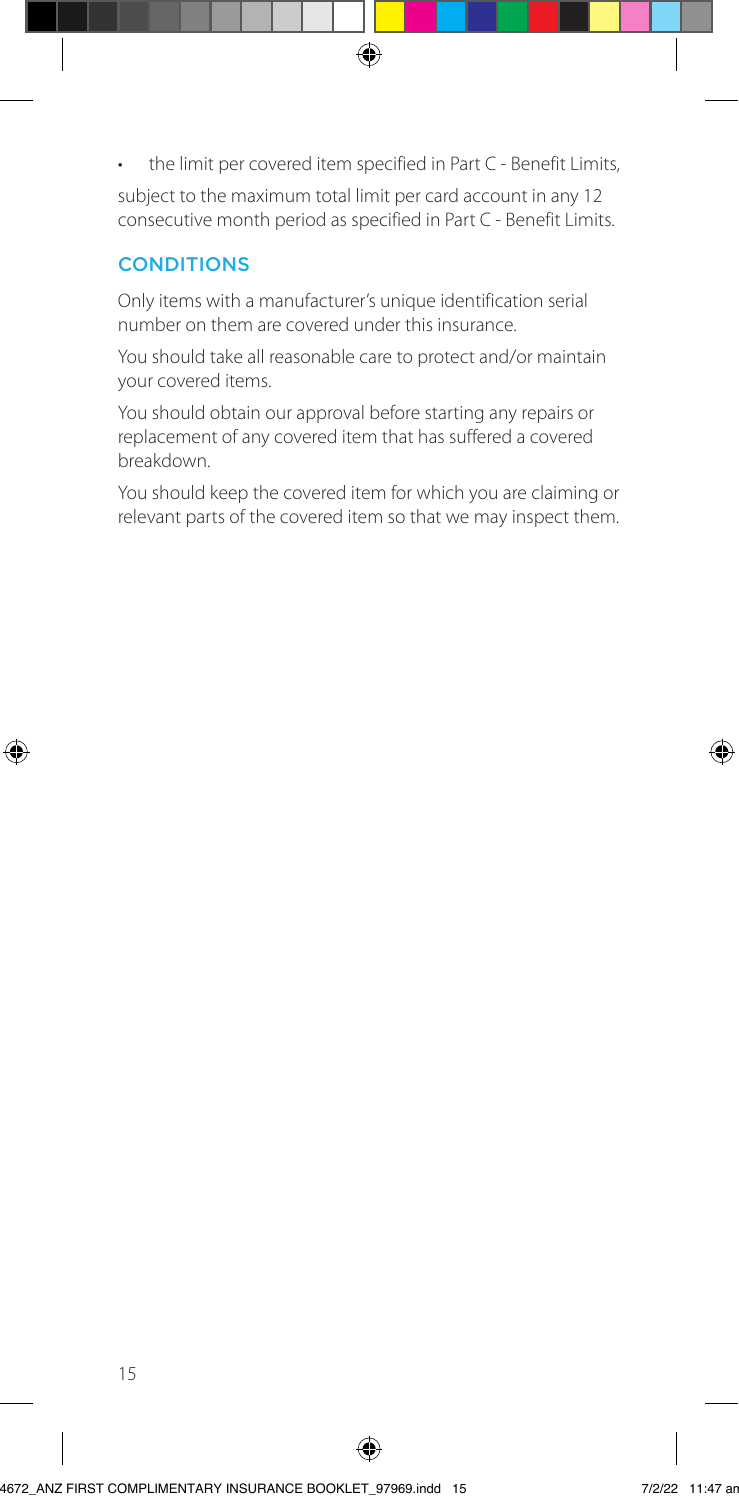- the limit per covered item specified in Part C - Benefit Limits,

subject to the maximum total limit per card account in any 12 consecutive month period as specified in Part C - Benefit Limits.

## CONDITIONS

Only items with a manufacturer's unique identification serial number on them are covered under this insurance.

You should take all reasonable care to protect and/or maintain your covered items.

You should obtain our approval before starting any repairs or replacement of any covered item that has suffered a covered breakdown.

You should keep the covered item for which you are claiming or relevant parts of the covered item so that we may inspect them.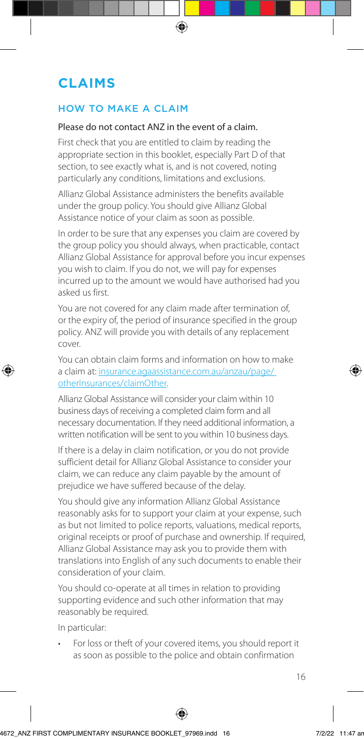# CLAIMS

## HOW TO MAKE A CLAIM

Please do not contact ANZ in the event of a claim.

First check that you are entitled to claim by reading the appropriate section in this booklet, especially Part D of that section, to see exactly what is, and is not covered, noting particularly any conditions, limitations and exclusions.

Allianz Global Assistance administers the benefits available under the group policy. You should give Allianz Global Assistance notice of your claim as soon as possible.

In order to be sure that any expenses you claim are covered by the group policy you should always, when practicable, contact Allianz Global Assistance for approval before you incur expenses you wish to claim. If you do not, we will pay for expenses incurred up to the amount we would have authorised had you asked us first.

You are not covered for any claim made after termination of, or the expiry of, the period of insurance specified in the group policy. ANZ will provide you with details of any replacement cover.

You can obtain claim forms and information on how to make a claim at: insurance.agaassistance.com.au/anzau/page/otherInsurances/claimOther.

Allianz Global Assistance will consider your claim within 10 business days of receiving a completed claim form and all necessary documentation. If they need additional information, a written notification will be sent to you within 10 business days.

If there is a delay in claim notification, or you do not provide sufficient detail for Allianz Global Assistance to consider your claim, we can reduce any claim payable by the amount of prejudice we have suffered because of the delay.

You should give any information Allianz Global Assistance reasonably asks for to support your claim at your expense, such as but not limited to police reports, valuations, medical reports, original receipts or proof of purchase and ownership. If required, Allianz Global Assistance may ask you to provide them with translations into English of any such documents to enable their consideration of your claim.

You should co-operate at all times in relation to providing supporting evidence and such other information that may reasonably be required.

In particular:

- For loss or theft of your covered items, you should report it as soon as possible to the police and obtain confirmation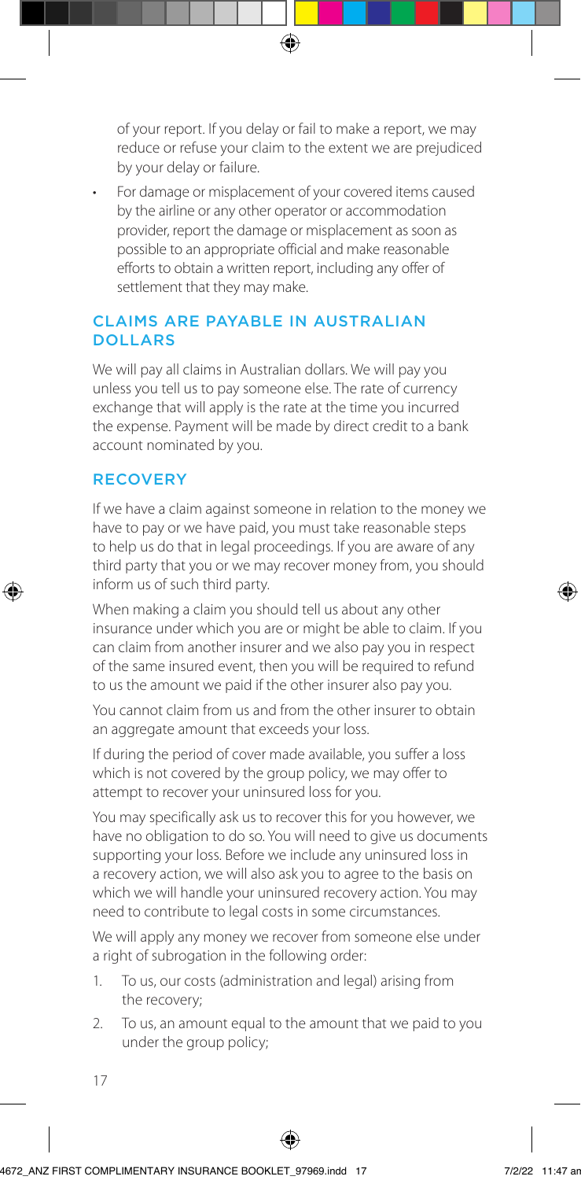of your report. If you delay or fail to make a report, we may reduce or refuse your claim to the extent we are prejudiced by your delay or failure.

- For damage or misplacement of your covered items caused by the airline or any other operator or accommodation provider, report the damage or misplacement as soon as possible to an appropriate official and make reasonable efforts to obtain a written report, including any offer of settlement that they may make.

## CLAIMS ARE PAYABLE IN AUSTRALIAN DOLLARS

We will pay all claims in Australian dollars. We will pay you unless you tell us to pay someone else. The rate of currency exchange that will apply is the rate at the time you incurred the expense. Payment will be made by direct credit to a bank account nominated by you.

## RECOVERY

If we have a claim against someone in relation to the money we have to pay or we have paid, you must take reasonable steps to help us do that in legal proceedings. If you are aware of any third party that you or we may recover money from, you should inform us of such third party.

When making a claim you should tell us about any other insurance under which you are or might be able to claim. If you can claim from another insurer and we also pay you in respect of the same insured event, then you will be required to refund to us the amount we paid if the other insurer also pay you.

You cannot claim from us and from the other insurer to obtain an aggregate amount that exceeds your loss.

If during the period of cover made available, you suffer a loss which is not covered by the group policy, we may offer to attempt to recover your uninsured loss for you.

You may specifically ask us to recover this for you however, we have no obligation to do so. You will need to give us documents supporting your loss. Before we include any uninsured loss in a recovery action, we will also ask you to agree to the basis on which we will handle your uninsured recovery action. You may need to contribute to legal costs in some circumstances.

We will apply any money we recover from someone else under a right of subrogation in the following order:

1. To us, our costs (administration and legal) arising from the recovery;
2. To us, an amount equal to the amount that we paid to you under the group policy;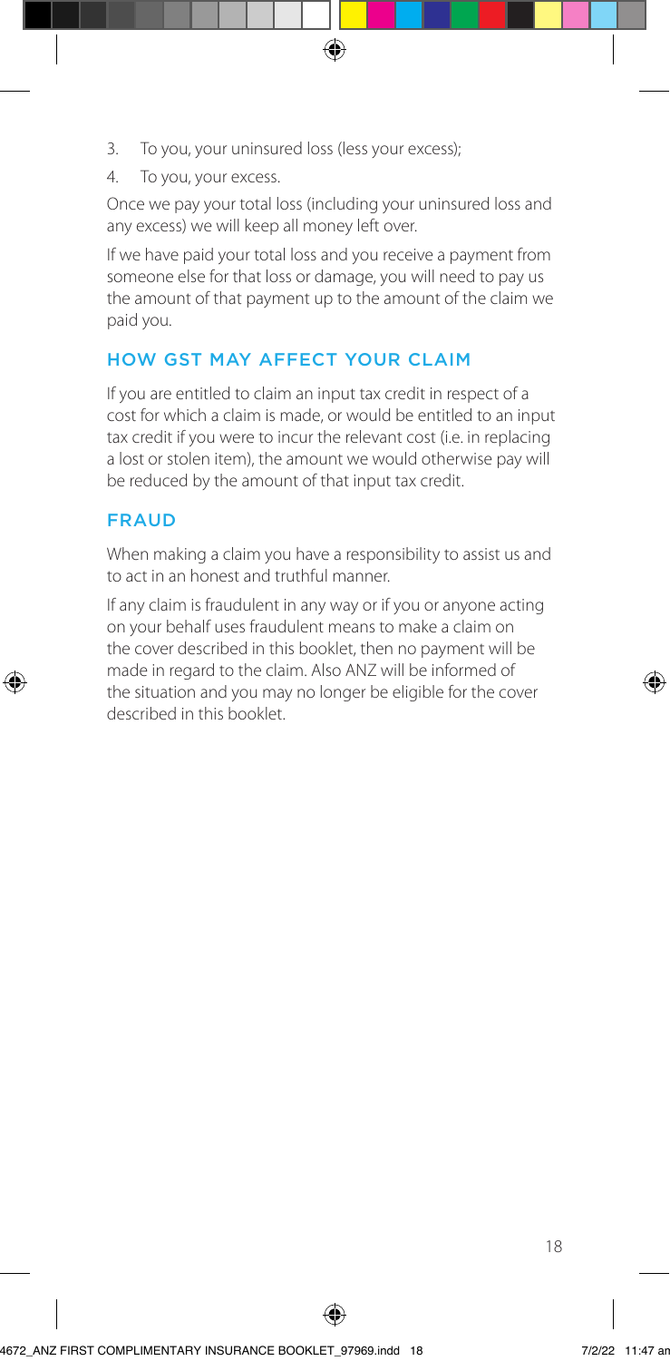3. To you, your uninsured loss (less your excess);
4. To you, your excess.

Once we pay your total loss (including your uninsured loss and any excess) we will keep all money left over.

If we have paid your total loss and you receive a payment from someone else for that loss or damage, you will need to pay us the amount of that payment up to the amount of the claim we paid you.

## HOW GST MAY AFFECT YOUR CLAIM

If you are entitled to claim an input tax credit in respect of a cost for which a claim is made, or would be entitled to an input tax credit if you were to incur the relevant cost (i.e. in replacing a lost or stolen item), the amount we would otherwise pay will be reduced by the amount of that input tax credit.

## FRAUD

When making a claim you have a responsibility to assist us and to act in an honest and truthful manner.

If any claim is fraudulent in any way or if you or anyone acting on your behalf uses fraudulent means to make a claim on the cover described in this booklet, then no payment will be made in regard to the claim. Also ANZ will be informed of the situation and you may no longer be eligible for the cover described in this booklet.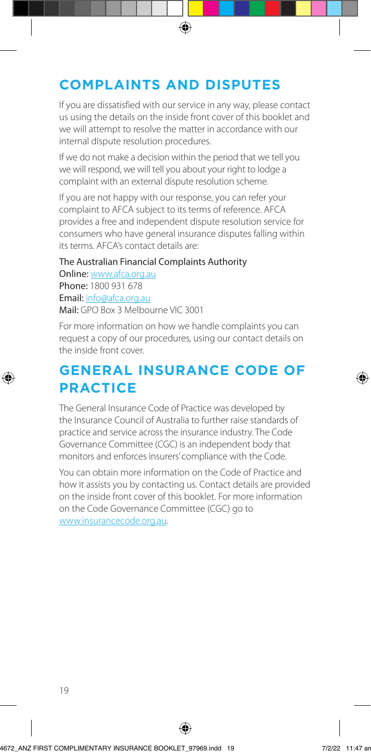## COMPLAINTS AND DISPUTES

If you are dissatisfied with our service in any way, please contact us using the details on the inside front cover of this booklet and we will attempt to resolve the matter in accordance with our internal dispute resolution procedures.

If we do not make a decision within the period that we tell you we will respond, we will tell you about your right to lodge a complaint with an external dispute resolution scheme.

If you are not happy with our response, you can refer your complaint to AFCA subject to its terms of reference. AFCA provides a free and independent dispute resolution service for consumers who have general insurance disputes falling within its terms. AFCA's contact details are:

The Australian Financial Complaints Authority
**Online:** www.afca.org.au
**Phone:** 1800 931 678
**Email:** info@afca.org.au
**Mail:** GPO Box 3 Melbourne VIC 3001

For more information on how we handle complaints you can request a copy of our procedures, using our contact details on the inside front cover.

## GENERAL INSURANCE CODE OF PRACTICE

The General Insurance Code of Practice was developed by the Insurance Council of Australia to further raise standards of practice and service across the insurance industry. The Code Governance Committee (CGC) is an independent body that monitors and enforces insurers' compliance with the Code.

You can obtain more information on the Code of Practice and how it assists you by contacting us. Contact details are provided on the inside front cover of this booklet. For more information on the Code Governance Committee (CGC) go to www.insurancecode.org.au.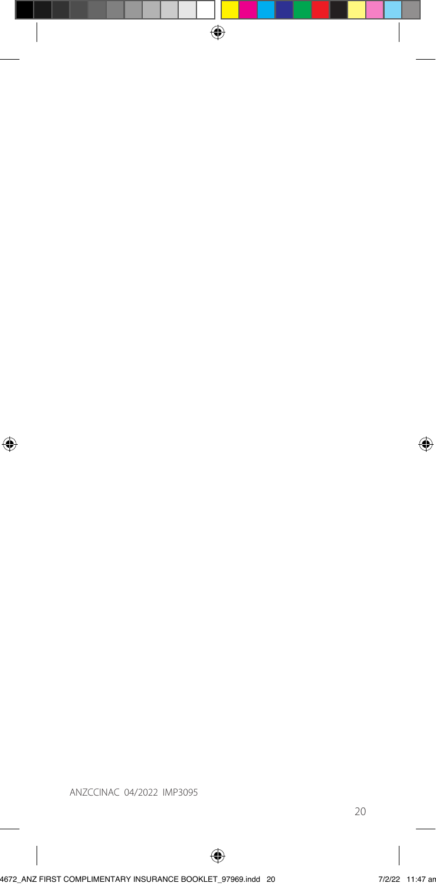ANZCCINAC 04/2022 IMP3095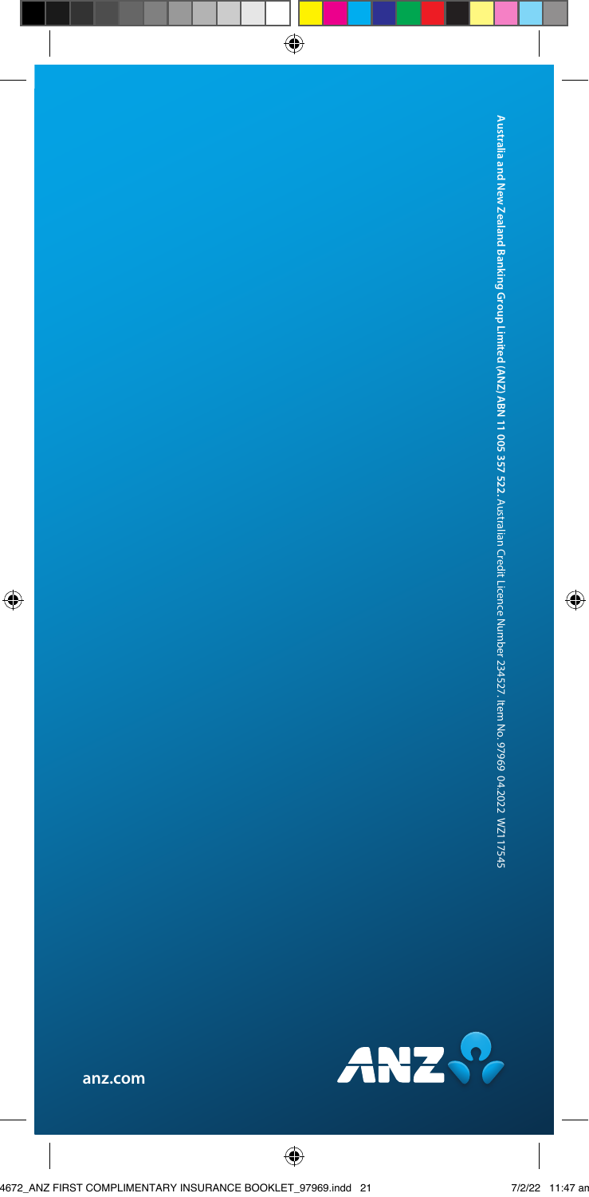**Australia and New Zealand Banking Group Limited (ANZ) ABN 11 005 357 522.** Australian Credit Licence Number 234527. Item No. 97969 04.2022 WZ117545

anz.com